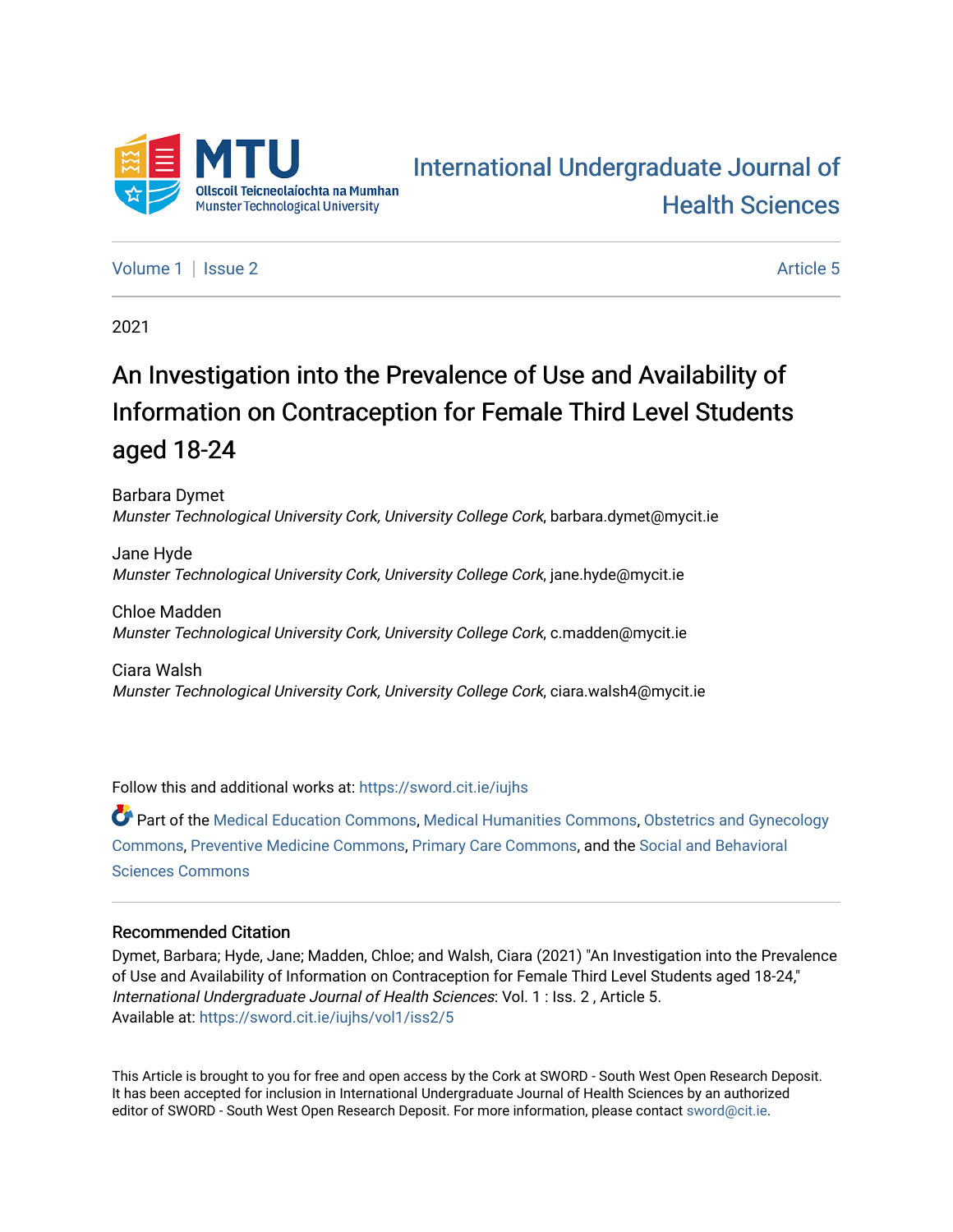MTU

Ollscoil Teicneolaíochta na Mumhan
Munster Technological University

# International Undergraduate Journal of Health Sciences

Volume 1 | Issue 2 Article 5

2021

# An Investigation into the Prevalence of Use and Availability of Information on Contraception for Female Third Level Students aged 18-24

Barbara Dymet
*Munster Technological University Cork, University College Cork*, barbara.dymet@mycit.ie

Jane Hyde
*Munster Technological University Cork, University College Cork*, jane.hyde@mycit.ie

Chloe Madden
*Munster Technological University Cork, University College Cork*, c.madden@mycit.ie

Ciara Walsh
*Munster Technological University Cork, University College Cork*, ciara.walsh4@mycit.ie

Follow this and additional works at: https://sword.cit.ie/iujhs

Part of the Medical Education Commons, Medical Humanities Commons, Obstetrics and Gynecology Commons, Preventive Medicine Commons, Primary Care Commons, and the Social and Behavioral Sciences Commons

### Recommended Citation

Dymet, Barbara; Hyde, Jane; Madden, Chloe; and Walsh, Ciara (2021) "An Investigation into the Prevalence of Use and Availability of Information on Contraception for Female Third Level Students aged 18-24," *International Undergraduate Journal of Health Sciences*: Vol. 1 : Iss. 2 , Article 5.
Available at: https://sword.cit.ie/iujhs/vol1/iss2/5

This Article is brought to you for free and open access by the Cork at SWORD - South West Open Research Deposit. It has been accepted for inclusion in International Undergraduate Journal of Health Sciences by an authorized editor of SWORD - South West Open Research Deposit. For more information, please contact sword@cit.ie.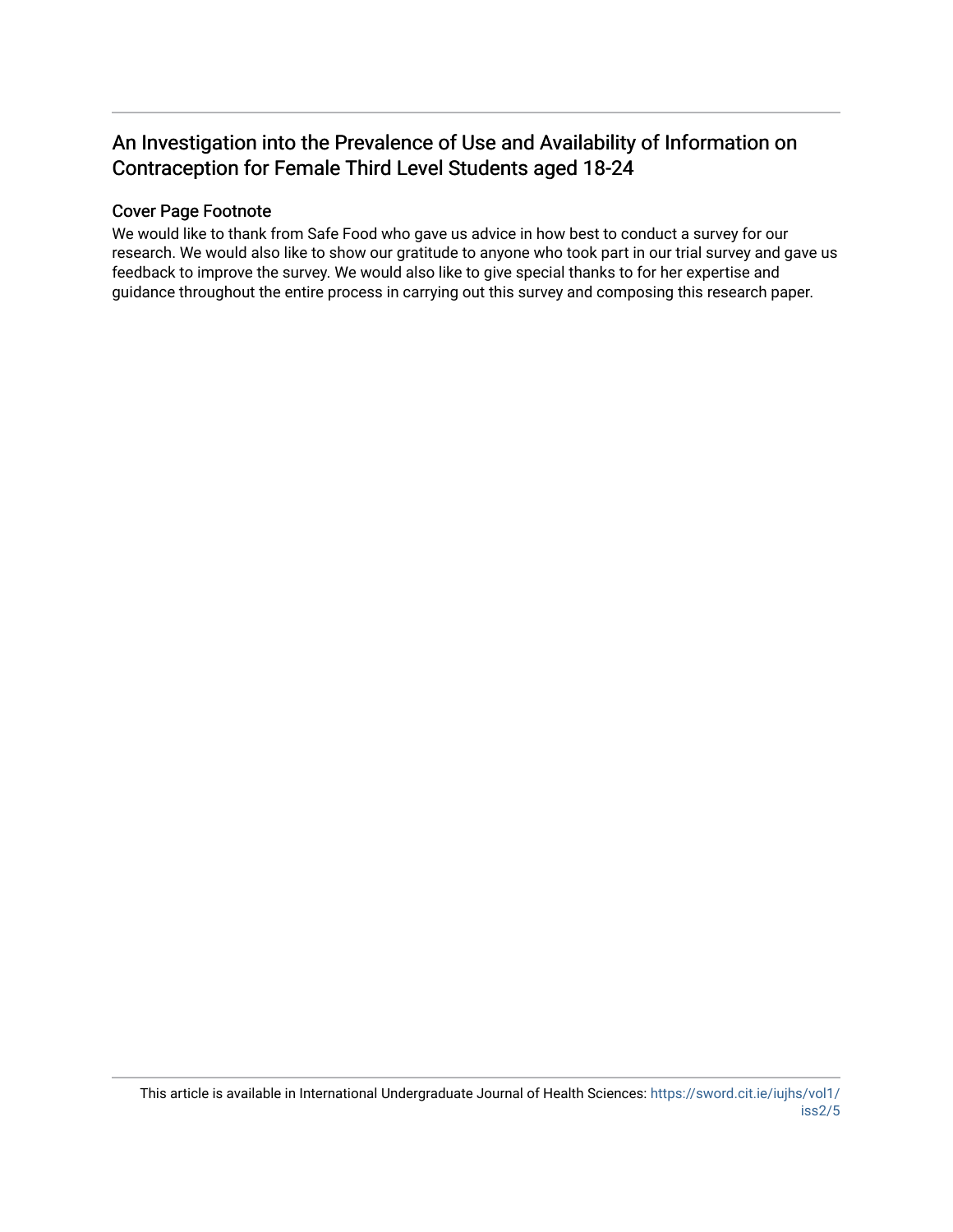## An Investigation into the Prevalence of Use and Availability of Information on Contraception for Female Third Level Students aged 18-24

### Cover Page Footnote

We would like to thank from Safe Food who gave us advice in how best to conduct a survey for our research. We would also like to show our gratitude to anyone who took part in our trial survey and gave us feedback to improve the survey. We would also like to give special thanks to for her expertise and guidance throughout the entire process in carrying out this survey and composing this research paper.

This article is available in International Undergraduate Journal of Health Sciences: https://sword.cit.ie/iujhs/vol1/iss2/5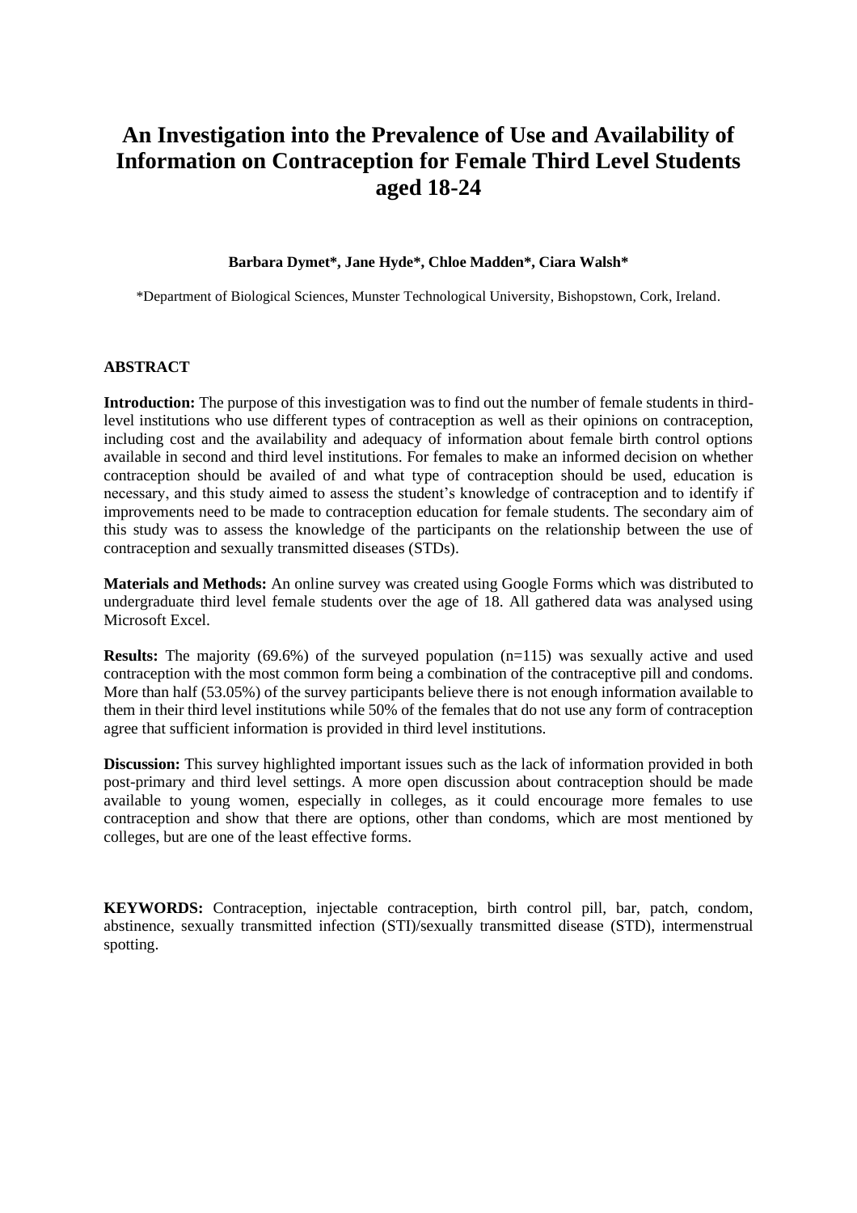# An Investigation into the Prevalence of Use and Availability of Information on Contraception for Female Third Level Students aged 18-24

**Barbara Dymet\*, Jane Hyde\*, Chloe Madden\*, Ciara Walsh\***

\*Department of Biological Sciences, Munster Technological University, Bishopstown, Cork, Ireland.

## ABSTRACT

**Introduction:** The purpose of this investigation was to find out the number of female students in third-level institutions who use different types of contraception as well as their opinions on contraception, including cost and the availability and adequacy of information about female birth control options available in second and third level institutions. For females to make an informed decision on whether contraception should be availed of and what type of contraception should be used, education is necessary, and this study aimed to assess the student's knowledge of contraception and to identify if improvements need to be made to contraception education for female students. The secondary aim of this study was to assess the knowledge of the participants on the relationship between the use of contraception and sexually transmitted diseases (STDs).

**Materials and Methods:** An online survey was created using Google Forms which was distributed to undergraduate third level female students over the age of 18. All gathered data was analysed using Microsoft Excel.

**Results:** The majority (69.6%) of the surveyed population (n=115) was sexually active and used contraception with the most common form being a combination of the contraceptive pill and condoms. More than half (53.05%) of the survey participants believe there is not enough information available to them in their third level institutions while 50% of the females that do not use any form of contraception agree that sufficient information is provided in third level institutions.

**Discussion:** This survey highlighted important issues such as the lack of information provided in both post-primary and third level settings. A more open discussion about contraception should be made available to young women, especially in colleges, as it could encourage more females to use contraception and show that there are options, other than condoms, which are most mentioned by colleges, but are one of the least effective forms.

**KEYWORDS:** Contraception, injectable contraception, birth control pill, bar, patch, condom, abstinence, sexually transmitted infection (STI)/sexually transmitted disease (STD), intermenstrual spotting.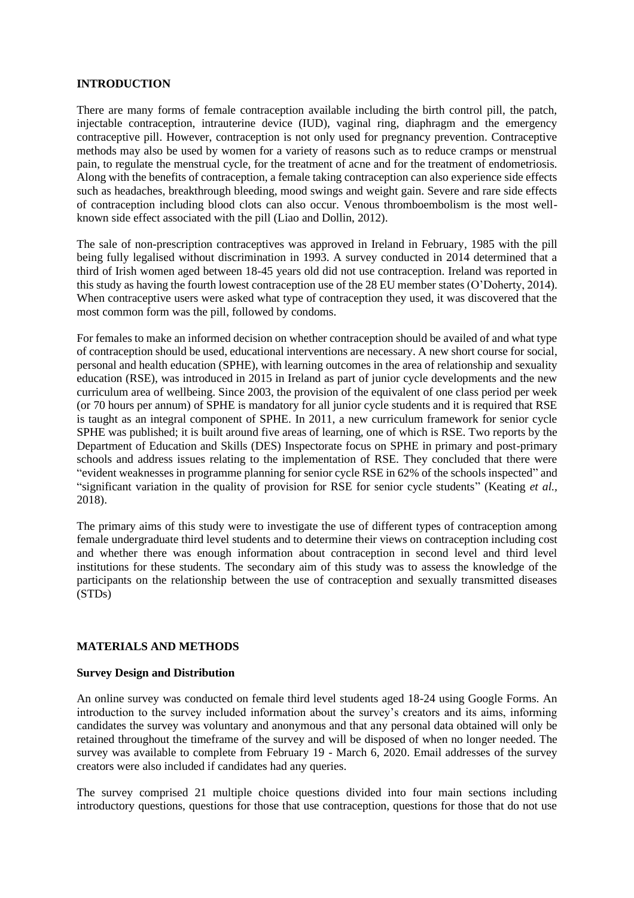## INTRODUCTION

There are many forms of female contraception available including the birth control pill, the patch, injectable contraception, intrauterine device (IUD), vaginal ring, diaphragm and the emergency contraceptive pill. However, contraception is not only used for pregnancy prevention. Contraceptive methods may also be used by women for a variety of reasons such as to reduce cramps or menstrual pain, to regulate the menstrual cycle, for the treatment of acne and for the treatment of endometriosis. Along with the benefits of contraception, a female taking contraception can also experience side effects such as headaches, breakthrough bleeding, mood swings and weight gain. Severe and rare side effects of contraception including blood clots can also occur. Venous thromboembolism is the most well-known side effect associated with the pill (Liao and Dollin, 2012).

The sale of non-prescription contraceptives was approved in Ireland in February, 1985 with the pill being fully legalised without discrimination in 1993. A survey conducted in 2014 determined that a third of Irish women aged between 18-45 years old did not use contraception. Ireland was reported in this study as having the fourth lowest contraception use of the 28 EU member states (O'Doherty, 2014). When contraceptive users were asked what type of contraception they used, it was discovered that the most common form was the pill, followed by condoms.

For females to make an informed decision on whether contraception should be availed of and what type of contraception should be used, educational interventions are necessary. A new short course for social, personal and health education (SPHE), with learning outcomes in the area of relationship and sexuality education (RSE), was introduced in 2015 in Ireland as part of junior cycle developments and the new curriculum area of wellbeing. Since 2003, the provision of the equivalent of one class period per week (or 70 hours per annum) of SPHE is mandatory for all junior cycle students and it is required that RSE is taught as an integral component of SPHE. In 2011, a new curriculum framework for senior cycle SPHE was published; it is built around five areas of learning, one of which is RSE. Two reports by the Department of Education and Skills (DES) Inspectorate focus on SPHE in primary and post-primary schools and address issues relating to the implementation of RSE. They concluded that there were "evident weaknesses in programme planning for senior cycle RSE in 62% of the schools inspected" and "significant variation in the quality of provision for RSE for senior cycle students" (Keating *et al.*, 2018).

The primary aims of this study were to investigate the use of different types of contraception among female undergraduate third level students and to determine their views on contraception including cost and whether there was enough information about contraception in second level and third level institutions for these students. The secondary aim of this study was to assess the knowledge of the participants on the relationship between the use of contraception and sexually transmitted diseases (STDs)

## MATERIALS AND METHODS

### Survey Design and Distribution

An online survey was conducted on female third level students aged 18-24 using Google Forms. An introduction to the survey included information about the survey's creators and its aims, informing candidates the survey was voluntary and anonymous and that any personal data obtained will only be retained throughout the timeframe of the survey and will be disposed of when no longer needed. The survey was available to complete from February 19 - March 6, 2020. Email addresses of the survey creators were also included if candidates had any queries.

The survey comprised 21 multiple choice questions divided into four main sections including introductory questions, questions for those that use contraception, questions for those that do not use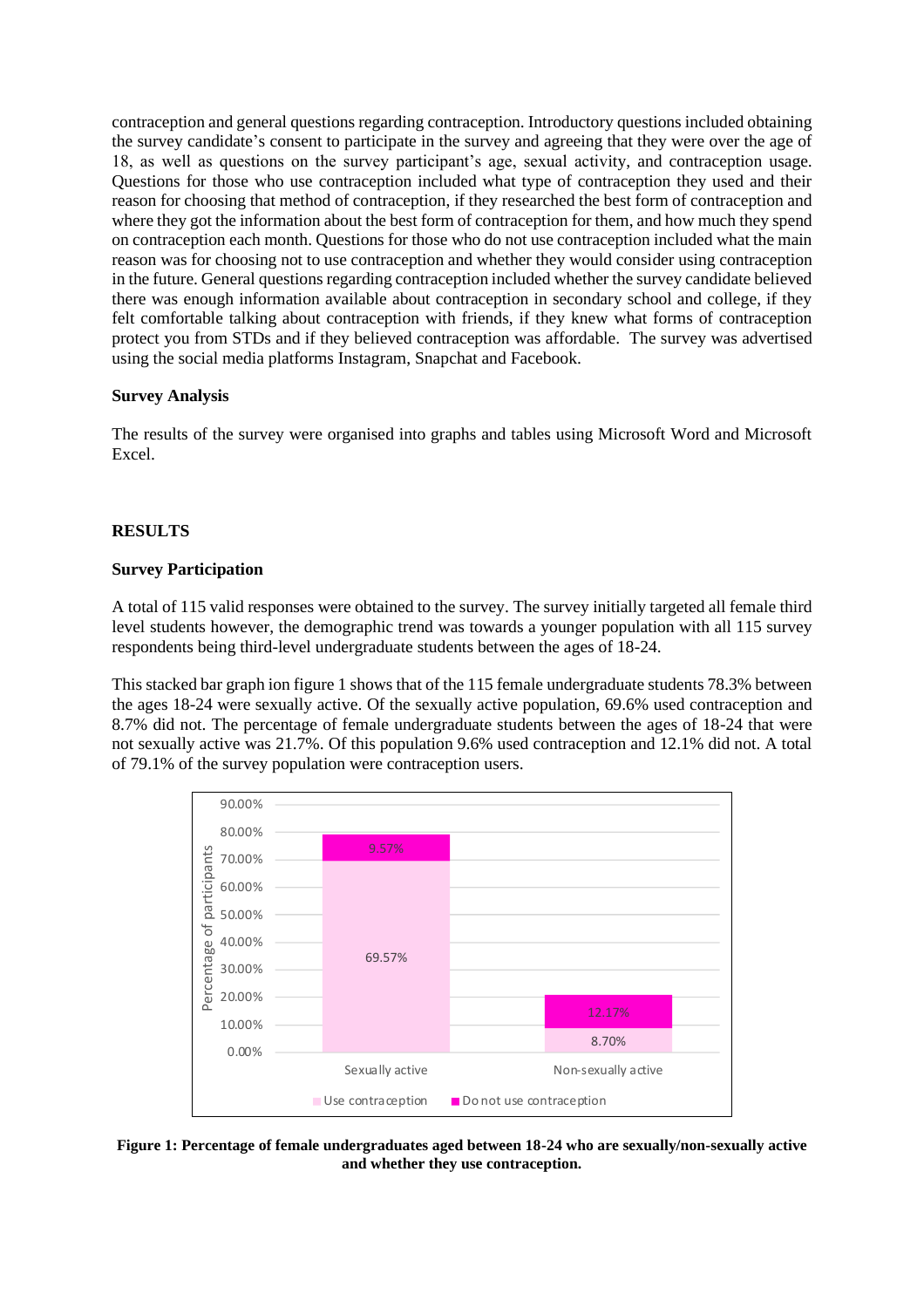contraception and general questions regarding contraception. Introductory questions included obtaining the survey candidate's consent to participate in the survey and agreeing that they were over the age of 18, as well as questions on the survey participant's age, sexual activity, and contraception usage. Questions for those who use contraception included what type of contraception they used and their reason for choosing that method of contraception, if they researched the best form of contraception and where they got the information about the best form of contraception for them, and how much they spend on contraception each month. Questions for those who do not use contraception included what the main reason was for choosing not to use contraception and whether they would consider using contraception in the future. General questions regarding contraception included whether the survey candidate believed there was enough information available about contraception in secondary school and college, if they felt comfortable talking about contraception with friends, if they knew what forms of contraception protect you from STDs and if they believed contraception was affordable. The survey was advertised using the social media platforms Instagram, Snapchat and Facebook.

**Survey Analysis**

The results of the survey were organised into graphs and tables using Microsoft Word and Microsoft Excel.

**RESULTS**

**Survey Participation**

A total of 115 valid responses were obtained to the survey. The survey initially targeted all female third level students however, the demographic trend was towards a younger population with all 115 survey respondents being third-level undergraduate students between the ages of 18-24.

This stacked bar graph ion figure 1 shows that of the 115 female undergraduate students 78.3% between the ages 18-24 were sexually active. Of the sexually active population, 69.6% used contraception and 8.7% did not. The percentage of female undergraduate students between the ages of 18-24 that were not sexually active was 21.7%. Of this population 9.6% used contraception and 12.1% did not. A total of 79.1% of the survey population were contraception users.

| | Use contraception | Do not use contraception |
|---|---|---|
| Sexually active | 69.57% | 9.57% |
| Non-sexually active | 8.70% | 12.17% |

**Figure 1: Percentage of female undergraduates aged between 18-24 who are sexually/non-sexually active and whether they use contraception.**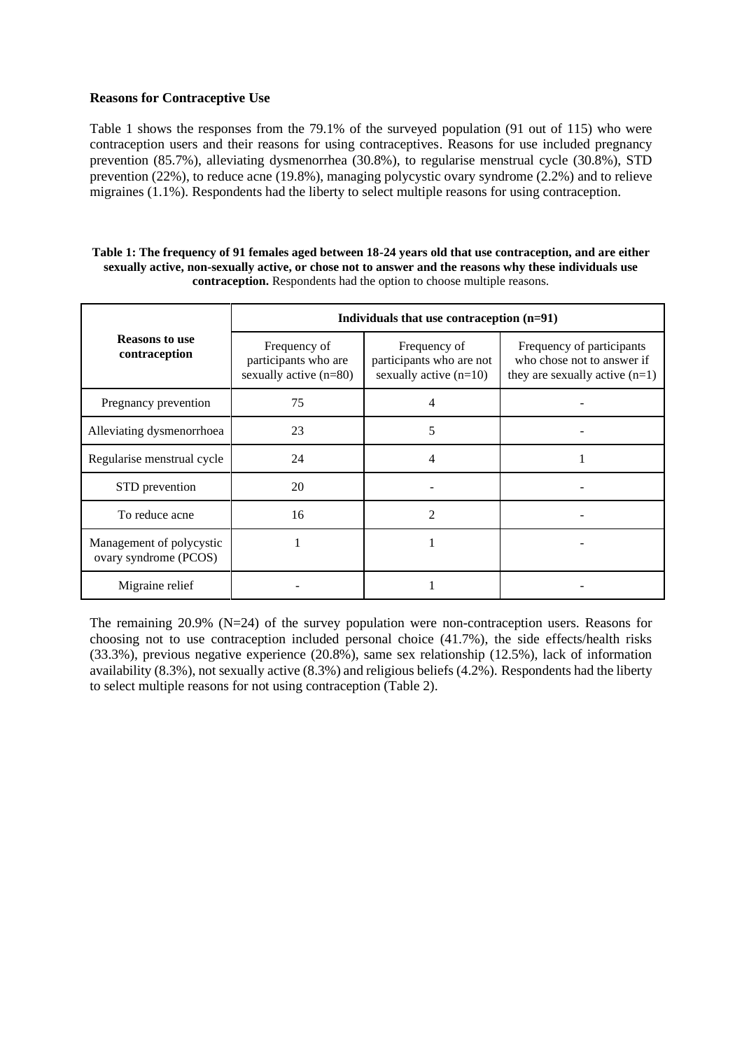**Reasons for Contraceptive Use**

Table 1 shows the responses from the 79.1% of the surveyed population (91 out of 115) who were contraception users and their reasons for using contraceptives. Reasons for use included pregnancy prevention (85.7%), alleviating dysmenorrhea (30.8%), to regularise menstrual cycle (30.8%), STD prevention (22%), to reduce acne (19.8%), managing polycystic ovary syndrome (2.2%) and to relieve migraines (1.1%). Respondents had the liberty to select multiple reasons for using contraception.

**Table 1: The frequency of 91 females aged between 18-24 years old that use contraception, and are either sexually active, non-sexually active, or chose not to answer and the reasons why these individuals use contraception.** Respondents had the option to choose multiple reasons.

| Reasons to use contraception | Individuals that use contraception (n=91) | | |
|---|---|---|---|
| | Frequency of participants who are sexually active (n=80) | Frequency of participants who are not sexually active (n=10) | Frequency of participants who chose not to answer if they are sexually active (n=1) |
| Pregnancy prevention | 75 | 4 | - |
| Alleviating dysmenorrhoea | 23 | 5 | - |
| Regularise menstrual cycle | 24 | 4 | 1 |
| STD prevention | 20 | - | - |
| To reduce acne | 16 | 2 | - |
| Management of polycystic ovary syndrome (PCOS) | 1 | 1 | - |
| Migraine relief | - | 1 | - |

The remaining 20.9% (N=24) of the survey population were non-contraception users. Reasons for choosing not to use contraception included personal choice (41.7%), the side effects/health risks (33.3%), previous negative experience (20.8%), same sex relationship (12.5%), lack of information availability (8.3%), not sexually active (8.3%) and religious beliefs (4.2%). Respondents had the liberty to select multiple reasons for not using contraception (Table 2).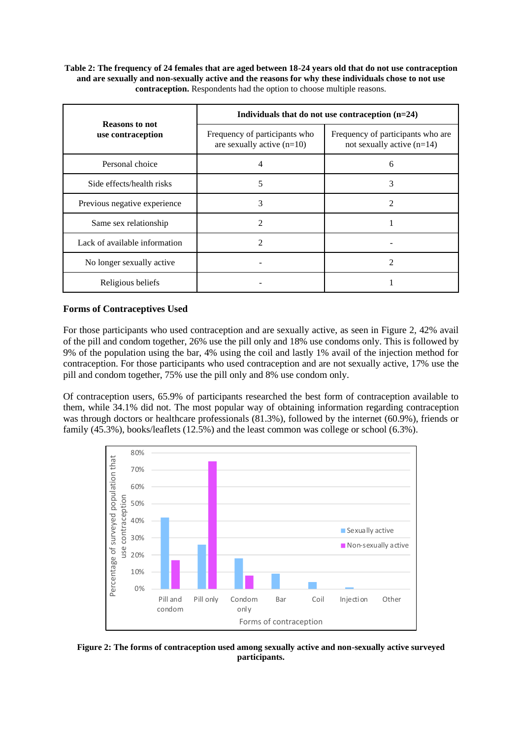**Table 2: The frequency of 24 females that are aged between 18-24 years old that do not use contraception and are sexually and non-sexually active and the reasons for why these individuals chose to not use contraception.** Respondents had the option to choose multiple reasons.

| Reasons to not use contraception | Individuals that do not use contraception (n=24) | |
|---|---|---|
| | Frequency of participants who are sexually active (n=10) | Frequency of participants who are not sexually active (n=14) |
| Personal choice | 4 | 6 |
| Side effects/health risks | 5 | 3 |
| Previous negative experience | 3 | 2 |
| Same sex relationship | 2 | 1 |
| Lack of available information | 2 | - |
| No longer sexually active | - | 2 |
| Religious beliefs | - | 1 |

### Forms of Contraceptives Used

For those participants who used contraception and are sexually active, as seen in Figure 2, 42% avail of the pill and condom together, 26% use the pill only and 18% use condoms only. This is followed by 9% of the population using the bar, 4% using the coil and lastly 1% avail of the injection method for contraception. For those participants who used contraception and are not sexually active, 17% use the pill and condom together, 75% use the pill only and 8% use condom only.

Of contraception users, 65.9% of participants researched the best form of contraception available to them, while 34.1% did not. The most popular way of obtaining information regarding contraception was through doctors or healthcare professionals (81.3%), followed by the internet (60.9%), friends or family (45.3%), books/leaflets (12.5%) and the least common was college or school (6.3%).

**Figure 2: The forms of contraception used among sexually active and non-sexually active surveyed participants.**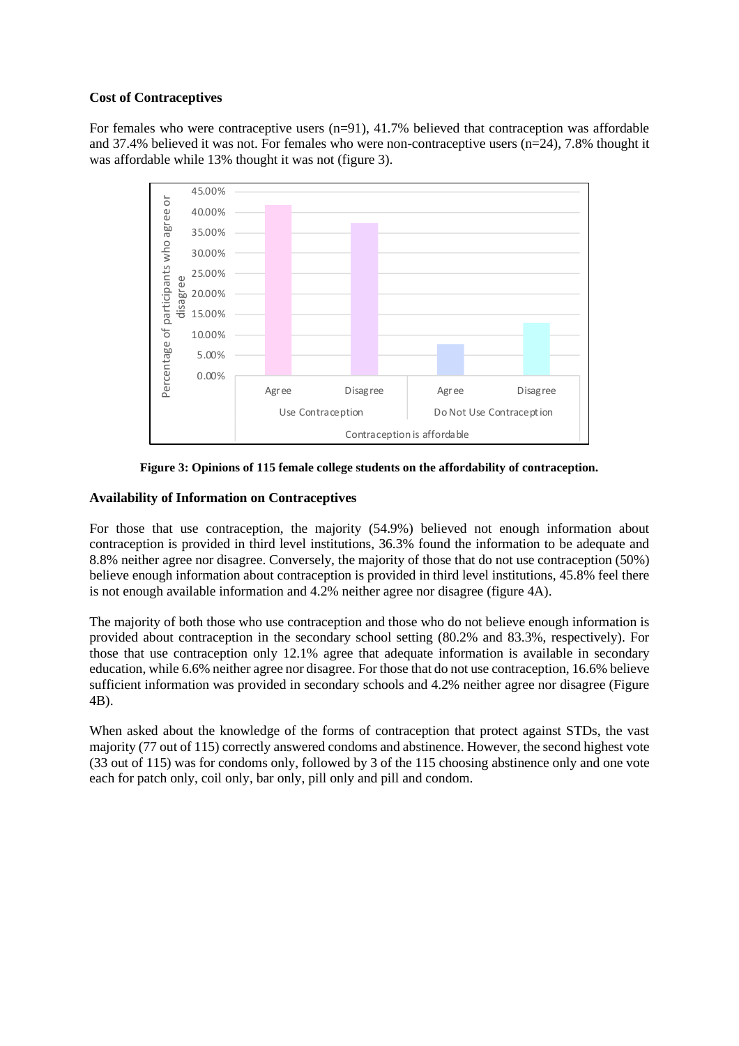### Cost of Contraceptives

For females who were contraceptive users (n=91), 41.7% believed that contraception was affordable and 37.4% believed it was not. For females who were non-contraceptive users (n=24), 7.8% thought it was affordable while 13% thought it was not (figure 3).

**Figure 3: Opinions of 115 female college students on the affordability of contraception.**

### Availability of Information on Contraceptives

For those that use contraception, the majority (54.9%) believed not enough information about contraception is provided in third level institutions, 36.3% found the information to be adequate and 8.8% neither agree nor disagree. Conversely, the majority of those that do not use contraception (50%) believe enough information about contraception is provided in third level institutions, 45.8% feel there is not enough available information and 4.2% neither agree nor disagree (figure 4A).

The majority of both those who use contraception and those who do not believe enough information is provided about contraception in the secondary school setting (80.2% and 83.3%, respectively). For those that use contraception only 12.1% agree that adequate information is available in secondary education, while 6.6% neither agree nor disagree. For those that do not use contraception, 16.6% believe sufficient information was provided in secondary schools and 4.2% neither agree nor disagree (Figure 4B).

When asked about the knowledge of the forms of contraception that protect against STDs, the vast majority (77 out of 115) correctly answered condoms and abstinence. However, the second highest vote (33 out of 115) was for condoms only, followed by 3 of the 115 choosing abstinence only and one vote each for patch only, coil only, bar only, pill only and pill and condom.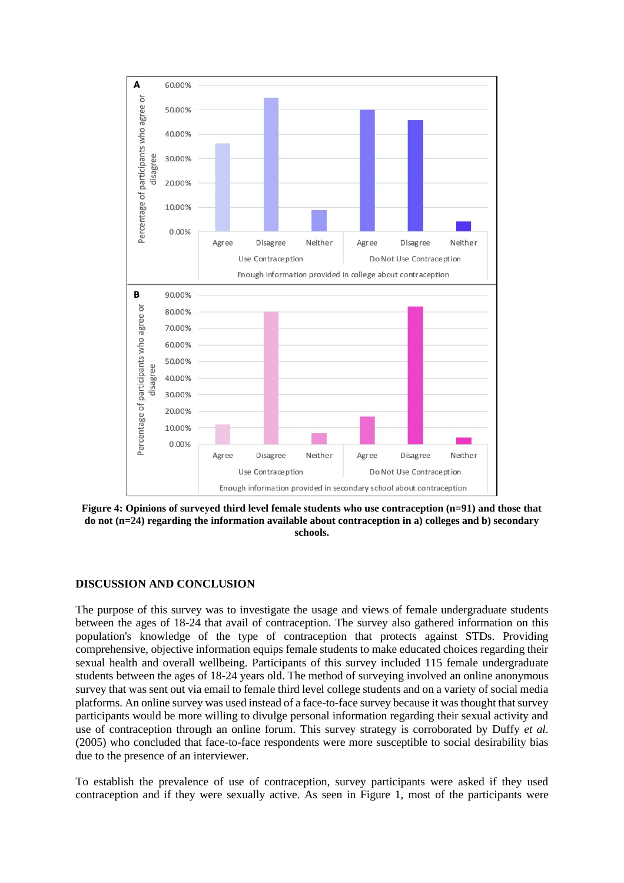**Figure 4: Opinions of surveyed third level female students who use contraception (n=91) and those that do not (n=24) regarding the information available about contraception in a) colleges and b) secondary schools.**

## DISCUSSION AND CONCLUSION

The purpose of this survey was to investigate the usage and views of female undergraduate students between the ages of 18-24 that avail of contraception. The survey also gathered information on this population's knowledge of the type of contraception that protects against STDs. Providing comprehensive, objective information equips female students to make educated choices regarding their sexual health and overall wellbeing. Participants of this survey included 115 female undergraduate students between the ages of 18-24 years old. The method of surveying involved an online anonymous survey that was sent out via email to female third level college students and on a variety of social media platforms. An online survey was used instead of a face-to-face survey because it was thought that survey participants would be more willing to divulge personal information regarding their sexual activity and use of contraception through an online forum. This survey strategy is corroborated by Duffy *et al.* (2005) who concluded that face-to-face respondents were more susceptible to social desirability bias due to the presence of an interviewer.

To establish the prevalence of use of contraception, survey participants were asked if they used contraception and if they were sexually active. As seen in Figure 1, most of the participants were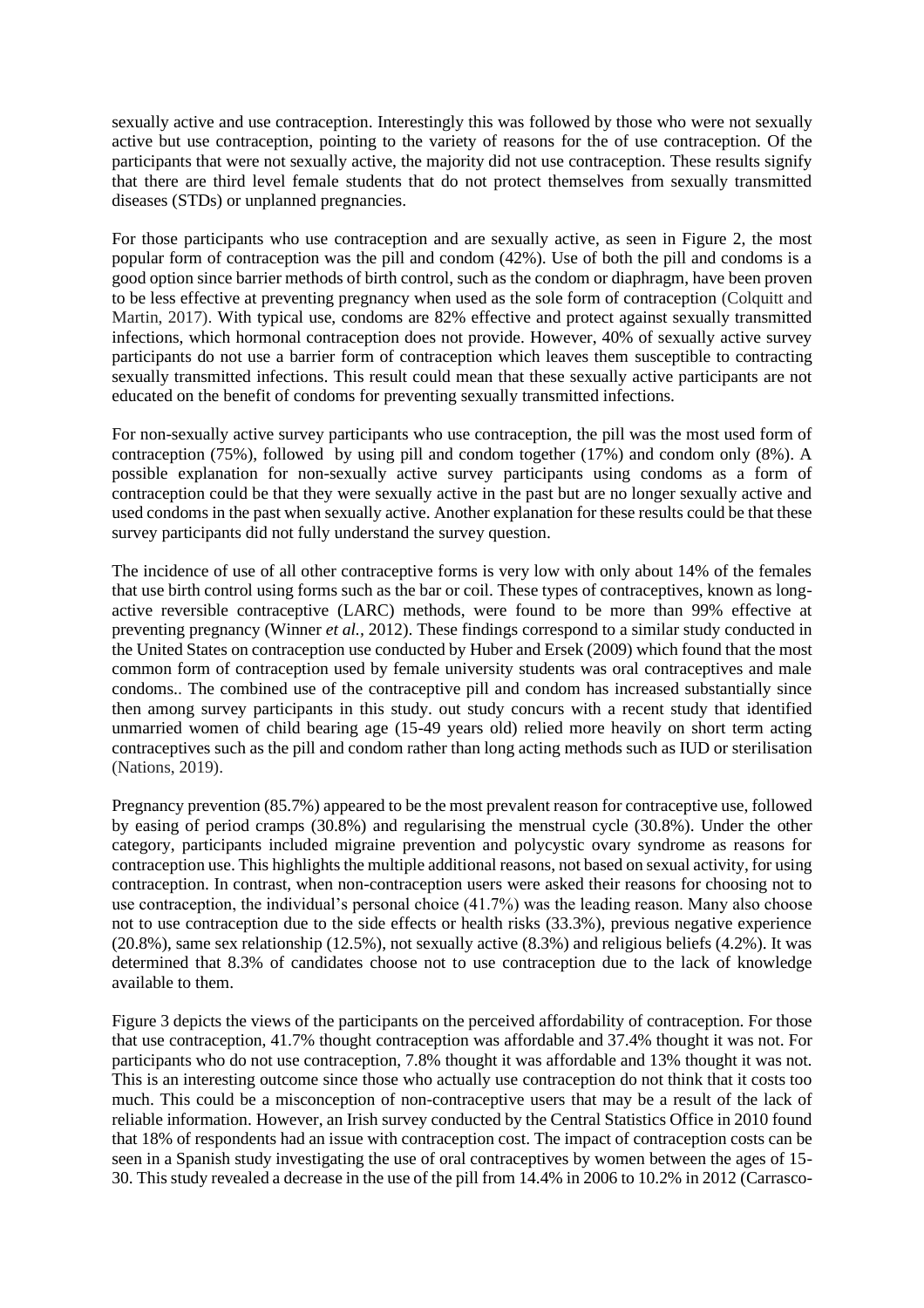sexually active and use contraception. Interestingly this was followed by those who were not sexually active but use contraception, pointing to the variety of reasons for the of use contraception. Of the participants that were not sexually active, the majority did not use contraception. These results signify that there are third level female students that do not protect themselves from sexually transmitted diseases (STDs) or unplanned pregnancies.

For those participants who use contraception and are sexually active, as seen in Figure 2, the most popular form of contraception was the pill and condom (42%). Use of both the pill and condoms is a good option since barrier methods of birth control, such as the condom or diaphragm, have been proven to be less effective at preventing pregnancy when used as the sole form of contraception (Colquitt and Martin, 2017). With typical use, condoms are 82% effective and protect against sexually transmitted infections, which hormonal contraception does not provide. However, 40% of sexually active survey participants do not use a barrier form of contraception which leaves them susceptible to contracting sexually transmitted infections. This result could mean that these sexually active participants are not educated on the benefit of condoms for preventing sexually transmitted infections.

For non-sexually active survey participants who use contraception, the pill was the most used form of contraception (75%), followed by using pill and condom together (17%) and condom only (8%). A possible explanation for non-sexually active survey participants using condoms as a form of contraception could be that they were sexually active in the past but are no longer sexually active and used condoms in the past when sexually active. Another explanation for these results could be that these survey participants did not fully understand the survey question.

The incidence of use of all other contraceptive forms is very low with only about 14% of the females that use birth control using forms such as the bar or coil. These types of contraceptives, known as long-active reversible contraceptive (LARC) methods, were found to be more than 99% effective at preventing pregnancy (Winner *et al.,* 2012). These findings correspond to a similar study conducted in the United States on contraception use conducted by Huber and Ersek (2009) which found that the most common form of contraception used by female university students was oral contraceptives and male condoms.. The combined use of the contraceptive pill and condom has increased substantially since then among survey participants in this study. out study concurs with a recent study that identified unmarried women of child bearing age (15-49 years old) relied more heavily on short term acting contraceptives such as the pill and condom rather than long acting methods such as IUD or sterilisation (Nations, 2019).

Pregnancy prevention (85.7%) appeared to be the most prevalent reason for contraceptive use, followed by easing of period cramps (30.8%) and regularising the menstrual cycle (30.8%). Under the other category, participants included migraine prevention and polycystic ovary syndrome as reasons for contraception use. This highlights the multiple additional reasons, not based on sexual activity, for using contraception. In contrast, when non-contraception users were asked their reasons for choosing not to use contraception, the individual's personal choice (41.7%) was the leading reason. Many also choose not to use contraception due to the side effects or health risks (33.3%), previous negative experience (20.8%), same sex relationship (12.5%), not sexually active (8.3%) and religious beliefs (4.2%). It was determined that 8.3% of candidates choose not to use contraception due to the lack of knowledge available to them.

Figure 3 depicts the views of the participants on the perceived affordability of contraception. For those that use contraception, 41.7% thought contraception was affordable and 37.4% thought it was not. For participants who do not use contraception, 7.8% thought it was affordable and 13% thought it was not. This is an interesting outcome since those who actually use contraception do not think that it costs too much. This could be a misconception of non-contraceptive users that may be a result of the lack of reliable information. However, an Irish survey conducted by the Central Statistics Office in 2010 found that 18% of respondents had an issue with contraception cost. The impact of contraception costs can be seen in a Spanish study investigating the use of oral contraceptives by women between the ages of 15-30. This study revealed a decrease in the use of the pill from 14.4% in 2006 to 10.2% in 2012 (Carrasco-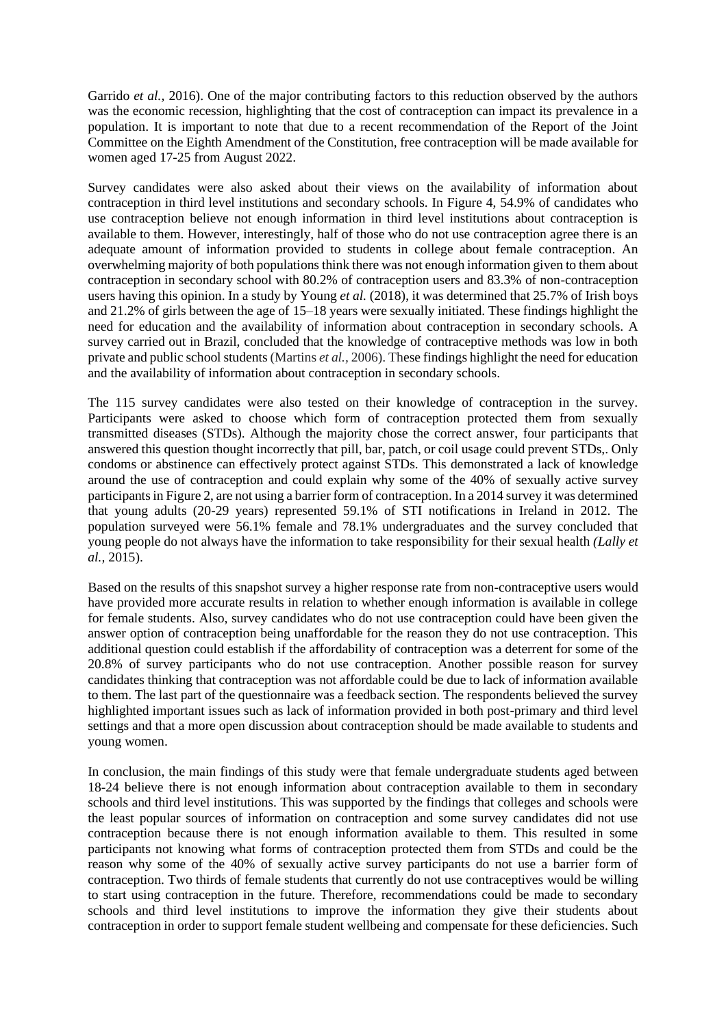Garrido *et al.,* 2016). One of the major contributing factors to this reduction observed by the authors was the economic recession, highlighting that the cost of contraception can impact its prevalence in a population. It is important to note that due to a recent recommendation of the Report of the Joint Committee on the Eighth Amendment of the Constitution, free contraception will be made available for women aged 17-25 from August 2022.

Survey candidates were also asked about their views on the availability of information about contraception in third level institutions and secondary schools. In Figure 4, 54.9% of candidates who use contraception believe not enough information in third level institutions about contraception is available to them. However, interestingly, half of those who do not use contraception agree there is an adequate amount of information provided to students in college about female contraception. An overwhelming majority of both populations think there was not enough information given to them about contraception in secondary school with 80.2% of contraception users and 83.3% of non-contraception users having this opinion. In a study by Young *et al.* (2018), it was determined that 25.7% of Irish boys and 21.2% of girls between the age of 15–18 years were sexually initiated. These findings highlight the need for education and the availability of information about contraception in secondary schools. A survey carried out in Brazil, concluded that the knowledge of contraceptive methods was low in both private and public school students (Martins *et al.,* 2006). These findings highlight the need for education and the availability of information about contraception in secondary schools.

The 115 survey candidates were also tested on their knowledge of contraception in the survey. Participants were asked to choose which form of contraception protected them from sexually transmitted diseases (STDs). Although the majority chose the correct answer, four participants that answered this question thought incorrectly that pill, bar, patch, or coil usage could prevent STDs,. Only condoms or abstinence can effectively protect against STDs. This demonstrated a lack of knowledge around the use of contraception and could explain why some of the 40% of sexually active survey participants in Figure 2, are not using a barrier form of contraception. In a 2014 survey it was determined that young adults (20-29 years) represented 59.1% of STI notifications in Ireland in 2012. The population surveyed were 56.1% female and 78.1% undergraduates and the survey concluded that young people do not always have the information to take responsibility for their sexual health *(Lally et al.,* 2015).

Based on the results of this snapshot survey a higher response rate from non-contraceptive users would have provided more accurate results in relation to whether enough information is available in college for female students. Also, survey candidates who do not use contraception could have been given the answer option of contraception being unaffordable for the reason they do not use contraception. This additional question could establish if the affordability of contraception was a deterrent for some of the 20.8% of survey participants who do not use contraception. Another possible reason for survey candidates thinking that contraception was not affordable could be due to lack of information available to them. The last part of the questionnaire was a feedback section. The respondents believed the survey highlighted important issues such as lack of information provided in both post-primary and third level settings and that a more open discussion about contraception should be made available to students and young women.

In conclusion, the main findings of this study were that female undergraduate students aged between 18-24 believe there is not enough information about contraception available to them in secondary schools and third level institutions. This was supported by the findings that colleges and schools were the least popular sources of information on contraception and some survey candidates did not use contraception because there is not enough information available to them. This resulted in some participants not knowing what forms of contraception protected them from STDs and could be the reason why some of the 40% of sexually active survey participants do not use a barrier form of contraception. Two thirds of female students that currently do not use contraceptives would be willing to start using contraception in the future. Therefore, recommendations could be made to secondary schools and third level institutions to improve the information they give their students about contraception in order to support female student wellbeing and compensate for these deficiencies. Such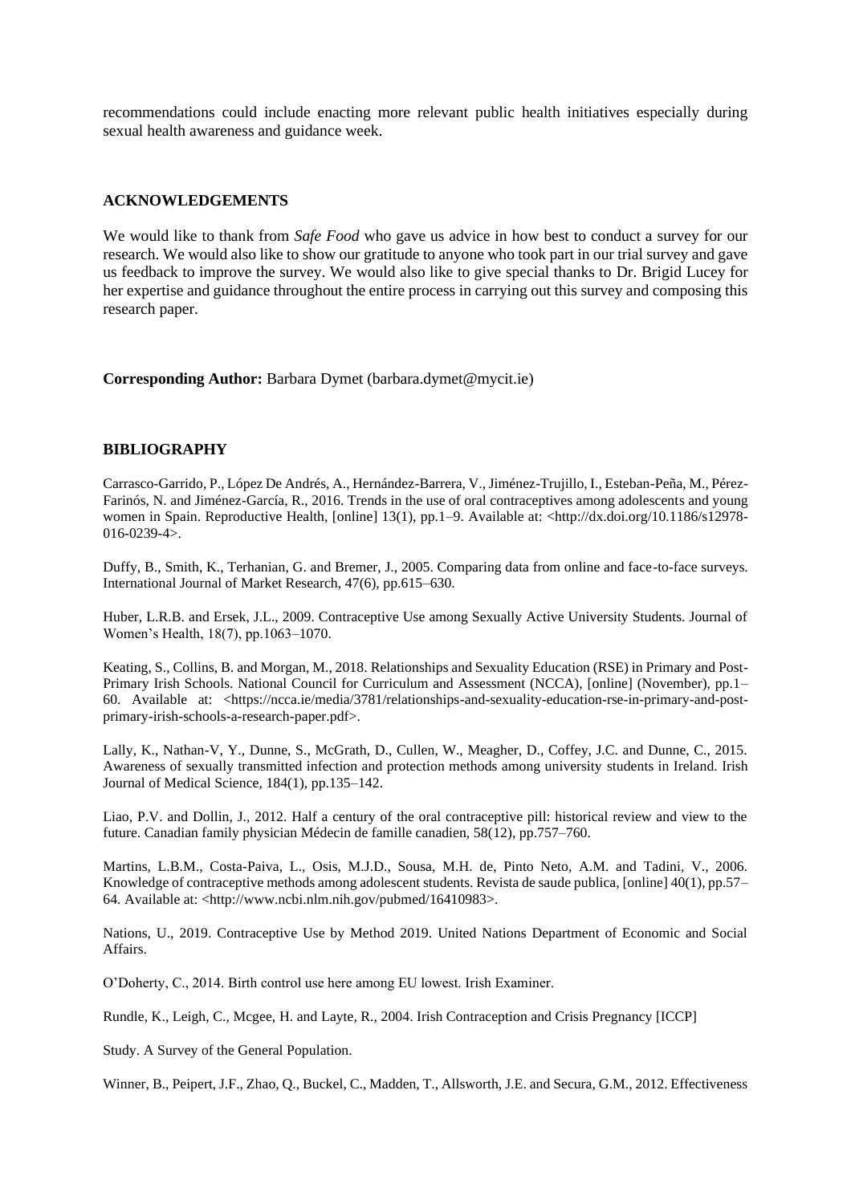recommendations could include enacting more relevant public health initiatives especially during sexual health awareness and guidance week.

## ACKNOWLEDGEMENTS

We would like to thank from *Safe Food* who gave us advice in how best to conduct a survey for our research. We would also like to show our gratitude to anyone who took part in our trial survey and gave us feedback to improve the survey. We would also like to give special thanks to Dr. Brigid Lucey for her expertise and guidance throughout the entire process in carrying out this survey and composing this research paper.

**Corresponding Author:** Barbara Dymet (barbara.dymet@mycit.ie)

## BIBLIOGRAPHY

Carrasco-Garrido, P., López De Andrés, A., Hernández-Barrera, V., Jiménez-Trujillo, I., Esteban-Peña, M., Pérez-Farinós, N. and Jiménez-García, R., 2016. Trends in the use of oral contraceptives among adolescents and young women in Spain. Reproductive Health, [online] 13(1), pp.1–9. Available at: <http://dx.doi.org/10.1186/s12978-016-0239-4>.

Duffy, B., Smith, K., Terhanian, G. and Bremer, J., 2005. Comparing data from online and face-to-face surveys. International Journal of Market Research, 47(6), pp.615–630.

Huber, L.R.B. and Ersek, J.L., 2009. Contraceptive Use among Sexually Active University Students. Journal of Women's Health, 18(7), pp.1063–1070.

Keating, S., Collins, B. and Morgan, M., 2018. Relationships and Sexuality Education (RSE) in Primary and Post-Primary Irish Schools. National Council for Curriculum and Assessment (NCCA), [online] (November), pp.1–60. Available at: <https://ncca.ie/media/3781/relationships-and-sexuality-education-rse-in-primary-and-post-primary-irish-schools-a-research-paper.pdf>.

Lally, K., Nathan-V, Y., Dunne, S., McGrath, D., Cullen, W., Meagher, D., Coffey, J.C. and Dunne, C., 2015. Awareness of sexually transmitted infection and protection methods among university students in Ireland. Irish Journal of Medical Science, 184(1), pp.135–142.

Liao, P.V. and Dollin, J., 2012. Half a century of the oral contraceptive pill: historical review and view to the future. Canadian family physician Médecin de famille canadien, 58(12), pp.757–760.

Martins, L.B.M., Costa-Paiva, L., Osis, M.J.D., Sousa, M.H. de, Pinto Neto, A.M. and Tadini, V., 2006. Knowledge of contraceptive methods among adolescent students. Revista de saude publica, [online] 40(1), pp.57–64. Available at: <http://www.ncbi.nlm.nih.gov/pubmed/16410983>.

Nations, U., 2019. Contraceptive Use by Method 2019. United Nations Department of Economic and Social Affairs.

O'Doherty, C., 2014. Birth control use here among EU lowest. Irish Examiner.

Rundle, K., Leigh, C., Mcgee, H. and Layte, R., 2004. Irish Contraception and Crisis Pregnancy [ICCP]

Study. A Survey of the General Population.

Winner, B., Peipert, J.F., Zhao, Q., Buckel, C., Madden, T., Allsworth, J.E. and Secura, G.M., 2012. Effectiveness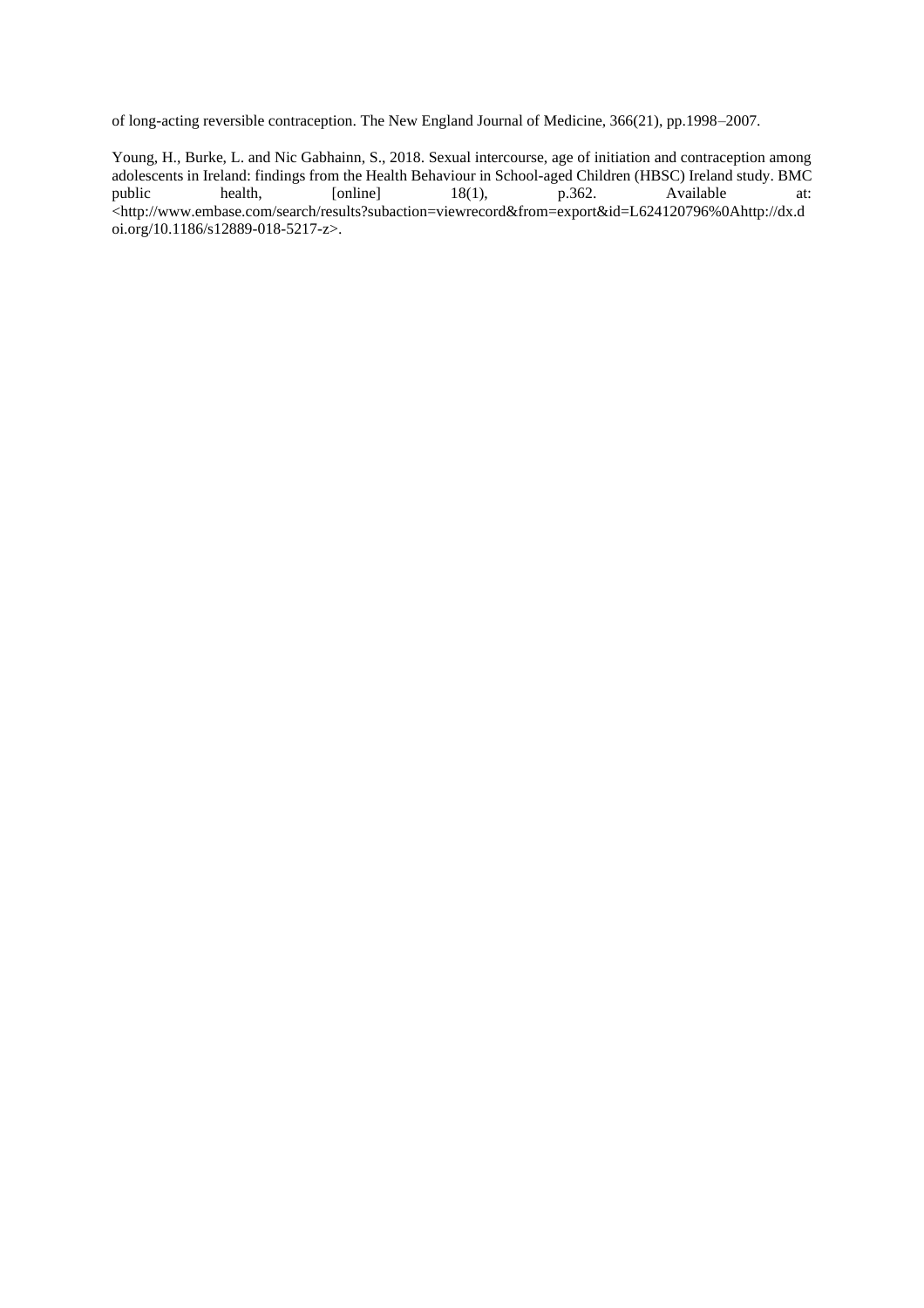of long-acting reversible contraception. The New England Journal of Medicine, 366(21), pp.1998–2007.

Young, H., Burke, L. and Nic Gabhainn, S., 2018. Sexual intercourse, age of initiation and contraception among adolescents in Ireland: findings from the Health Behaviour in School-aged Children (HBSC) Ireland study. BMC public health, [online] 18(1), p.362. Available at: <http://www.embase.com/search/results?subaction=viewrecord&from=export&id=L624120796%0Ahttp://dx.doi.org/10.1186/s12889-018-5217-z>.